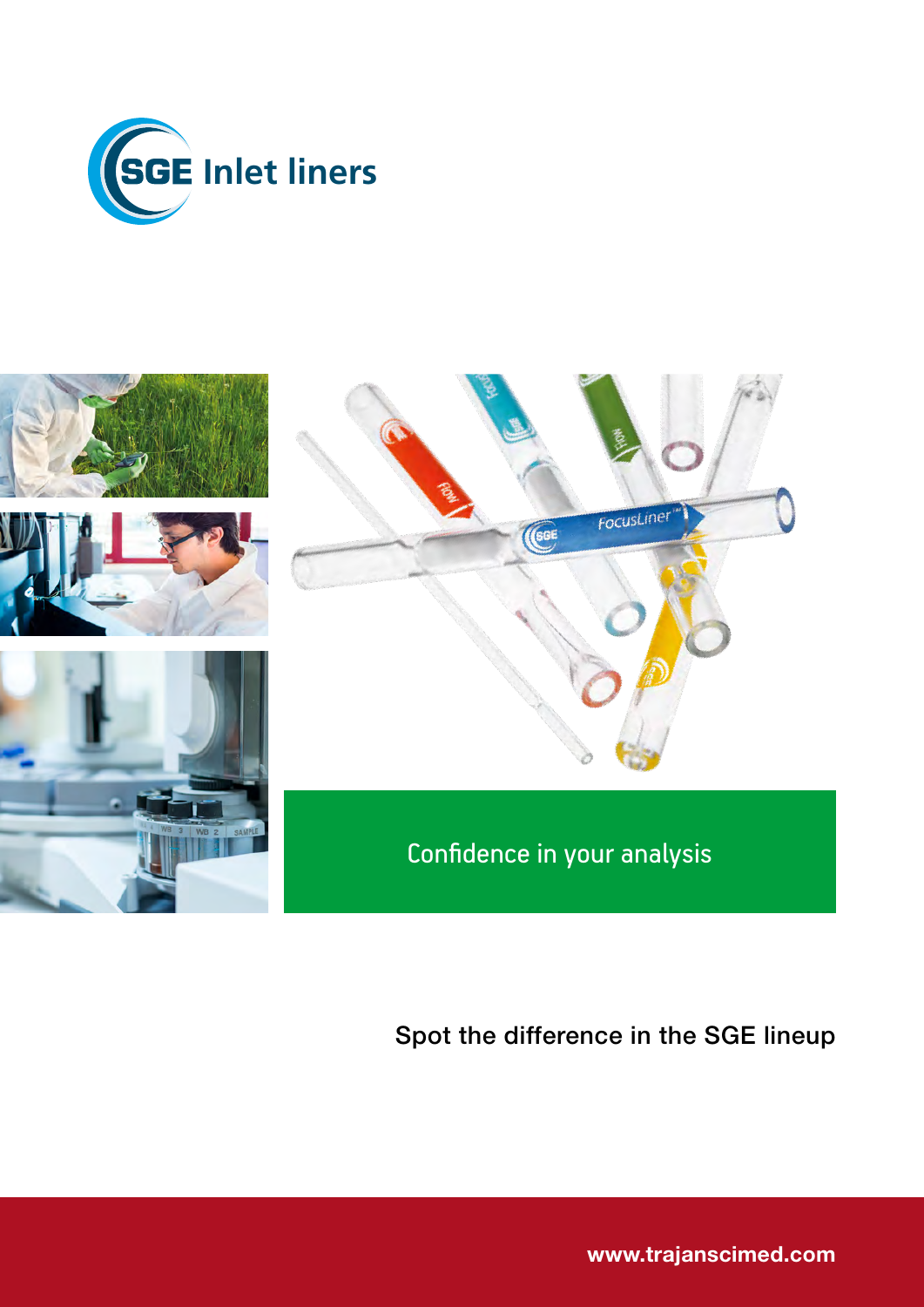# SGE Inlet liners

Confidence in your analysis

Spot the difference in the SGE lineup

www.trajanscimed.com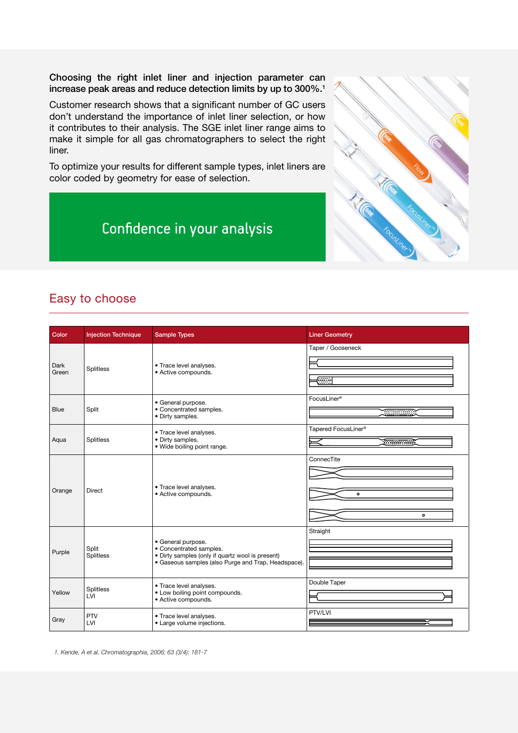**Choosing the right inlet liner and injection parameter can increase peak areas and reduce detection limits by up to 300%.[1]**

Customer research shows that a significant number of GC users don't understand the importance of inlet liner selection, or how it contributes to their analysis. The SGE inlet liner range aims to make it simple for all gas chromatographers to select the right liner.

To optimize your results for different sample types, inlet liners are color coded by geometry for ease of selection.

Confidence in your analysis

## Easy to choose

| Color | Injection Technique | Sample Types | Liner Geometry |
|---|---|---|---|
| Dark Green | Splitless | • Trace level analyses.<br>• Active compounds. | Taper / Gooseneck |
| Blue | Split | • General purpose.<br>• Concentrated samples.<br>• Dirty samples. | FocusLiner® |
| Aqua | Splitless | • Trace level analyses.<br>• Dirty samples.<br>• Wide boiling point range. | Tapered FocusLiner® |
| Orange | Direct | • Trace level analyses.<br>• Active compounds. | ConnecTite |
| Purple | Split<br>Splitless | • General purpose.<br>• Concentrated samples.<br>• Dirty samples (only if quartz wool is present)<br>• Gaseous samples (also Purge and Trap, Headspace). | Straight |
| Yellow | Splitless<br>LVI | • Trace level analyses.<br>• Low boiling point compounds.<br>• Active compounds. | Double Taper |
| Gray | PTV<br>LVI | • Trace level analyses.<br>• Large volume injections. | PTV/LVI |

*1. Kende, A et al. Chromatographia, 2006; 63 (3/4): 181-7*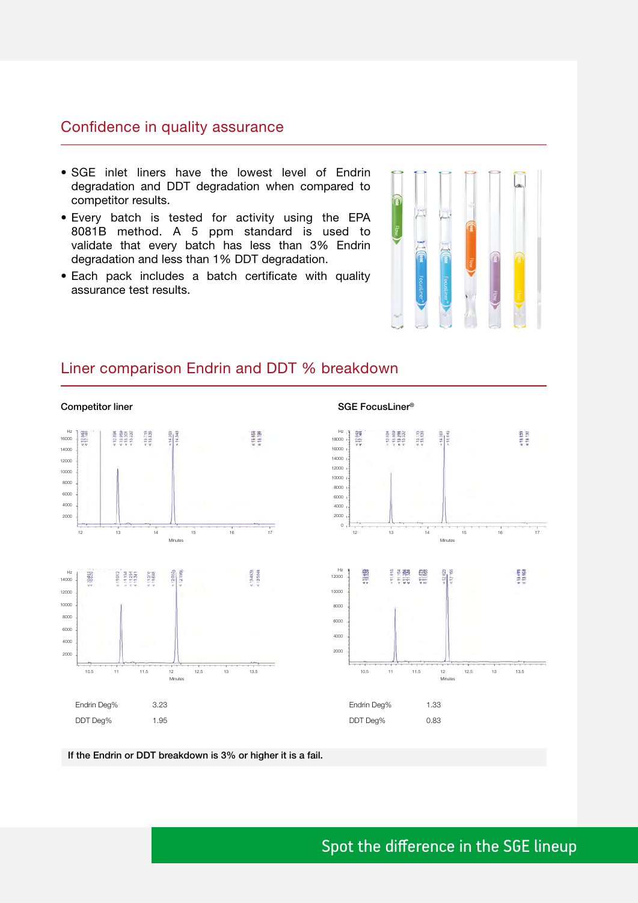## Confidence in quality assurance

- SGE inlet liners have the lowest level of Endrin degradation and DDT degradation when compared to competitor results.
- Every batch is tested for activity using the EPA 8081B method. A 5 ppm standard is used to validate that every batch has less than 3% Endrin degradation and less than 1% DDT degradation.
- Each pack includes a batch certificate with quality assurance test results.

## Liner comparison Endrin and DDT % breakdown

| | Competitor liner | SGE FocusLiner® |
|---|---|---|
| Endrin Deg% | 3.23 | 1.33 |
| DDT Deg% | 1.95 | 0.83 |

**If the Endrin or DDT breakdown is 3% or higher it is a fail.**

Spot the difference in the SGE lineup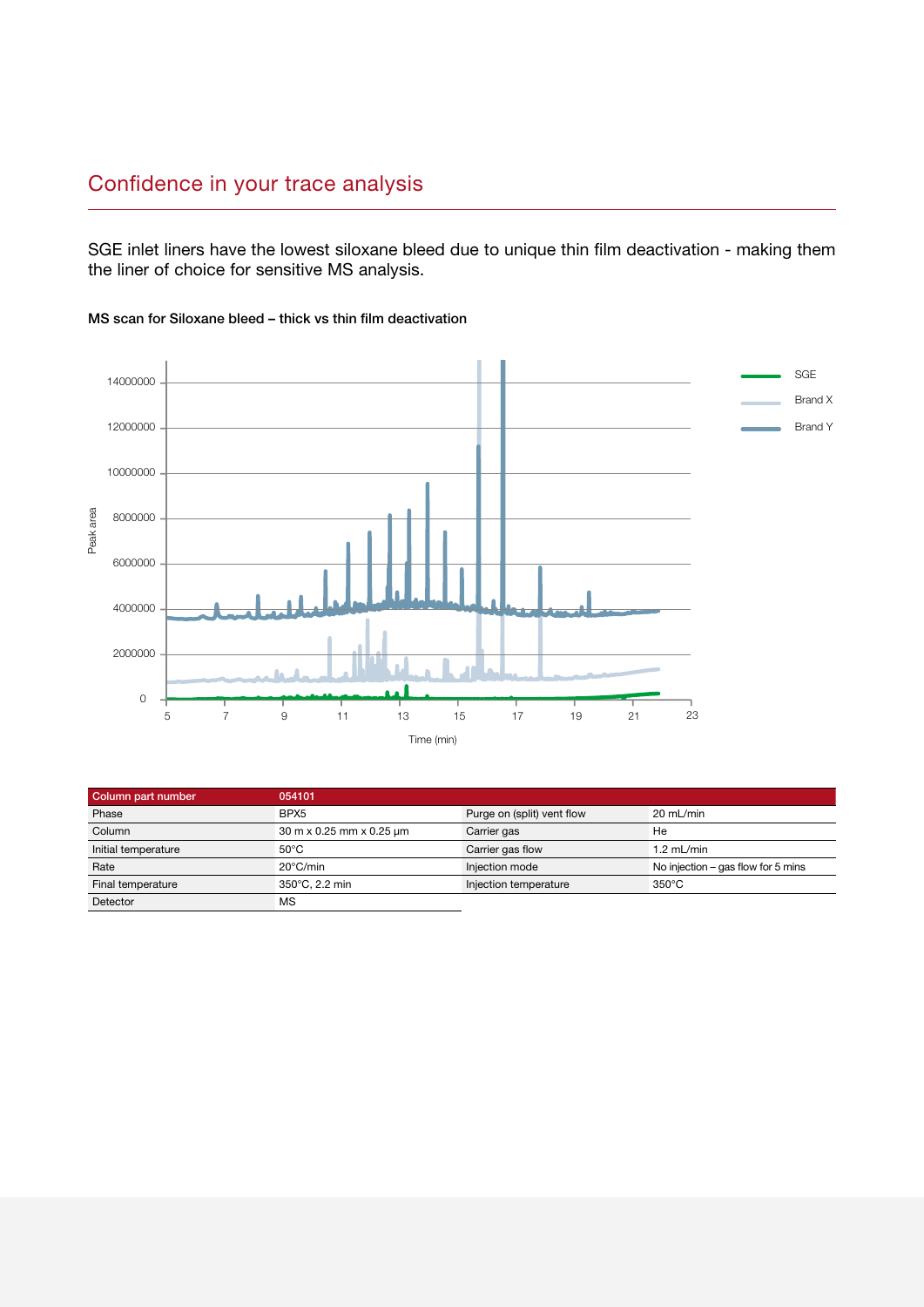## Confidence in your trace analysis

SGE inlet liners have the lowest siloxane bleed due to unique thin film deactivation - making them the liner of choice for sensitive MS analysis.

**MS scan for Siloxane bleed – thick vs thin film deactivation**

| Column part number | 054101 | | |
|---|---|---|---|
| Phase | BPX5 | Purge on (split) vent flow | 20 mL/min |
| Column | 30 m x 0.25 mm x 0.25 µm | Carrier gas | He |
| Initial temperature | 50°C | Carrier gas flow | 1.2 mL/min |
| Rate | 20°C/min | Injection mode | No injection – gas flow for 5 mins |
| Final temperature | 350°C, 2.2 min | Injection temperature | 350°C |
| Detector | MS | | |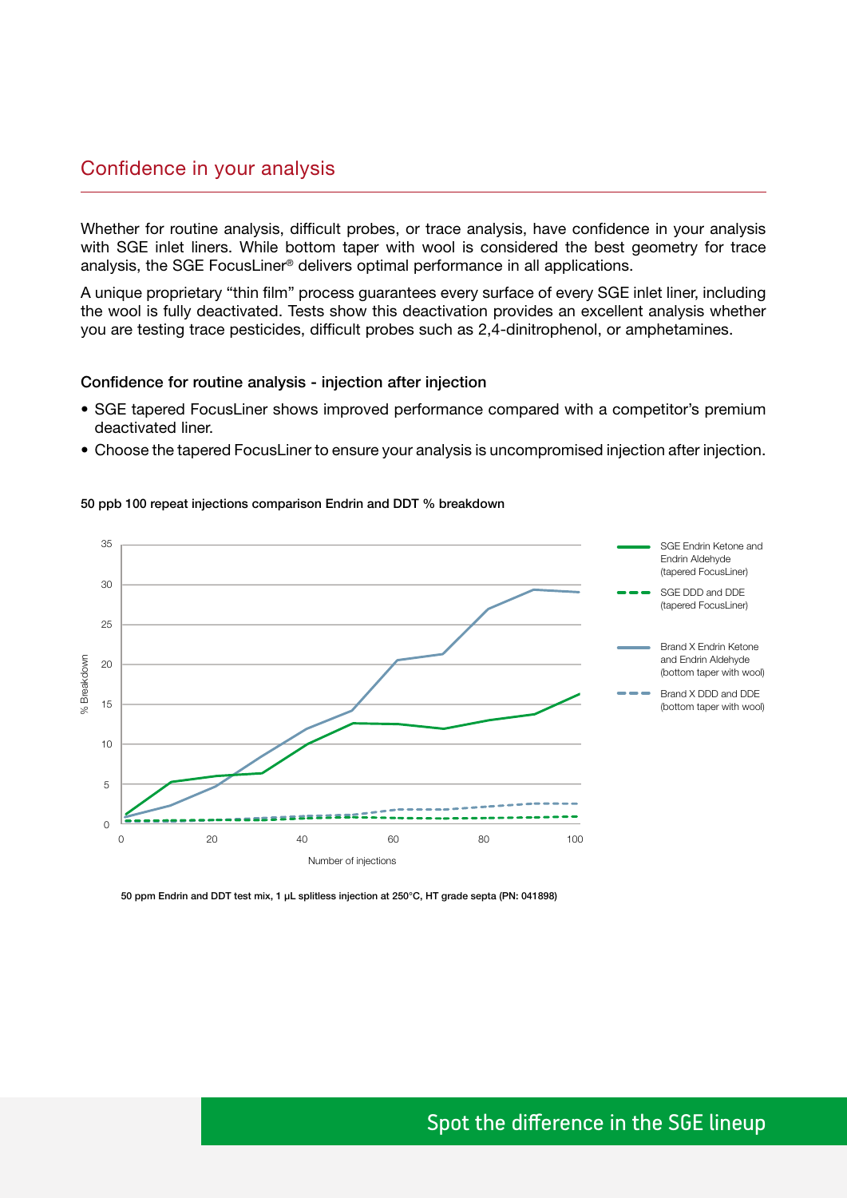## Confidence in your analysis

Whether for routine analysis, difficult probes, or trace analysis, have confidence in your analysis with SGE inlet liners. While bottom taper with wool is considered the best geometry for trace analysis, the SGE FocusLiner® delivers optimal performance in all applications.

A unique proprietary "thin film" process guarantees every surface of every SGE inlet liner, including the wool is fully deactivated. Tests show this deactivation provides an excellent analysis whether you are testing trace pesticides, difficult probes such as 2,4-dinitrophenol, or amphetamines.

### Confidence for routine analysis - injection after injection

- SGE tapered FocusLiner shows improved performance compared with a competitor's premium deactivated liner.
- Choose the tapered FocusLiner to ensure your analysis is uncompromised injection after injection.

**50 ppb 100 repeat injections comparison Endrin and DDT % breakdown**

**50 ppm Endrin and DDT test mix, 1 µL splitless injection at 250°C, HT grade septa (PN: 041898)**

Spot the difference in the SGE lineup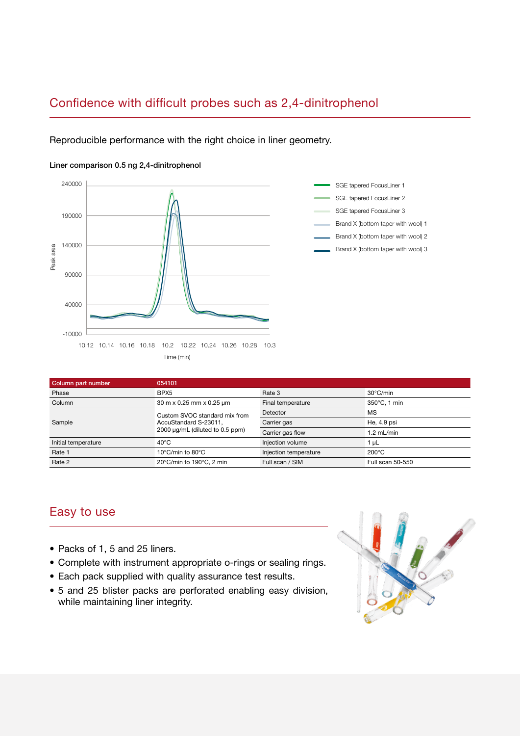## Confidence with difficult probes such as 2,4-dinitrophenol

Reproducible performance with the right choice in liner geometry.

**Liner comparison 0.5 ng 2,4-dinitrophenol**

| Column part number | 054101 | | |
|---|---|---|---|
| Phase | BPX5 | Rate 3 | 30°C/min |
| Column | 30 m x 0.25 mm x 0.25 µm | Final temperature | 350°C, 1 min |
| Sample | Custom SVOC standard mix from AccuStandard S-23011, 2000 µg/mL (diluted to 0.5 ppm) | Detector | MS |
| | | Carrier gas | He, 4.9 psi |
| | | Carrier gas flow | 1.2 mL/min |
| Initial temperature | 40°C | Injection volume | 1 µL |
| Rate 1 | 10°C/min to 80°C | Injection temperature | 200°C |
| Rate 2 | 20°C/min to 190°C, 2 min | Full scan / SIM | Full scan 50-550 |

## Easy to use

- Packs of 1, 5 and 25 liners.
- Complete with instrument appropriate o-rings or sealing rings.
- Each pack supplied with quality assurance test results.
- 5 and 25 blister packs are perforated enabling easy division, while maintaining liner integrity.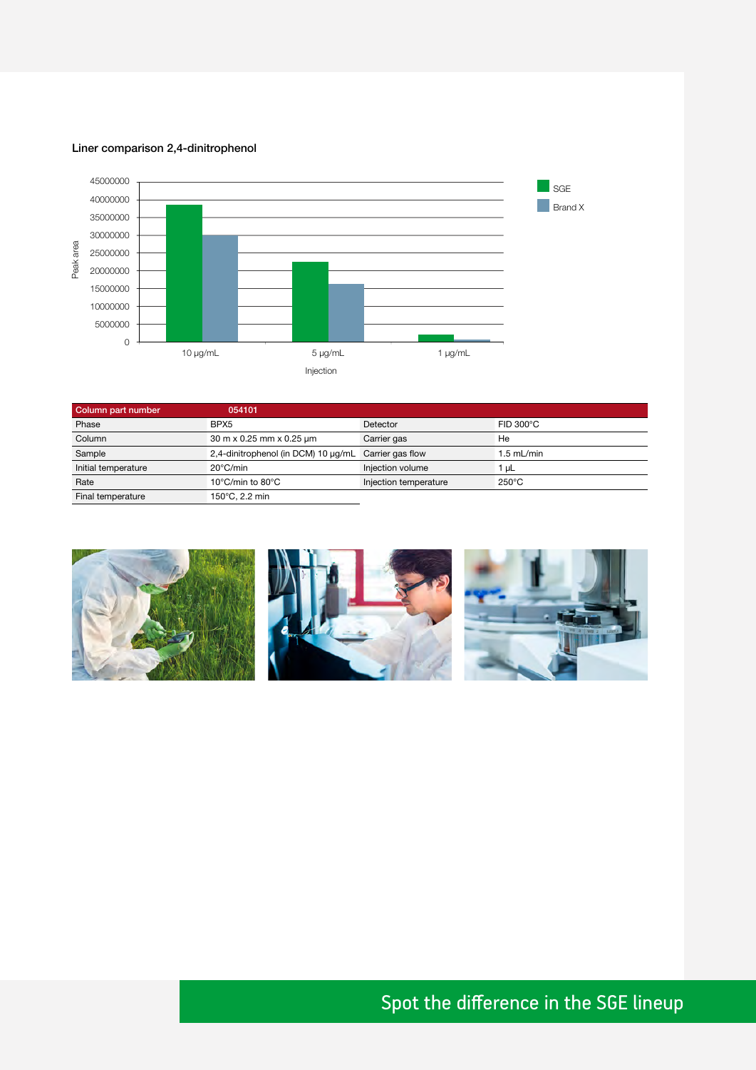### Liner comparison 2,4-dinitrophenol

| Column part number | 054101 | | |
|---|---|---|---|
| Phase | BPX5 | Detector | FID 300°C |
| Column | 30 m x 0.25 mm x 0.25 µm | Carrier gas | He |
| Sample | 2,4-dinitrophenol (in DCM) 10 µg/mL | Carrier gas flow | 1.5 mL/min |
| Initial temperature | 20°C/min | Injection volume | 1 µL |
| Rate | 10°C/min to 80°C | Injection temperature | 250°C |
| Final temperature | 150°C, 2.2 min | | |

Spot the difference in the SGE lineup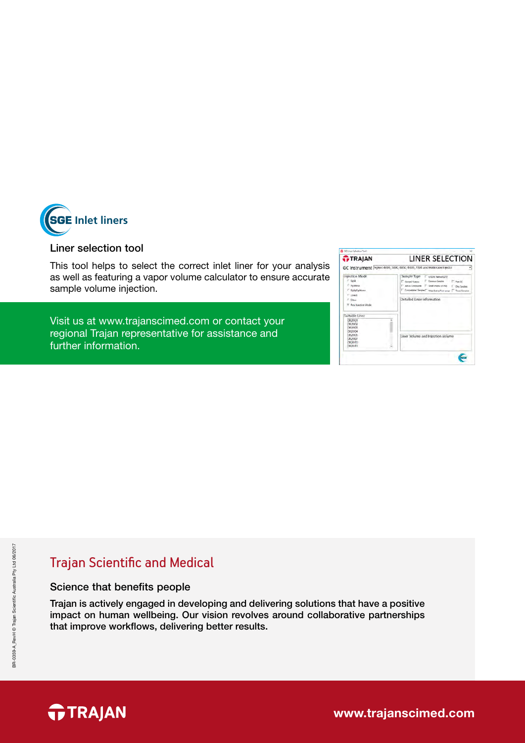## SGE Inlet liners

### Liner selection tool

This tool helps to select the correct inlet liner for your analysis as well as featuring a vapor volume calculator to ensure accurate sample volume injection.

Visit us at www.trajanscimed.com or contact your regional Trajan representative for assistance and further information.

## Trajan Scientific and Medical

### Science that benefits people

**Trajan is actively engaged in developing and delivering solutions that have a positive impact on human wellbeing. Our vision revolves around collaborative partnerships that improve workflows, delivering better results.**

BR-0359-A_RevH © Trajan Scientific Australia Pty Ltd 06/2017

TRAJAN

**www.trajanscimed.com**